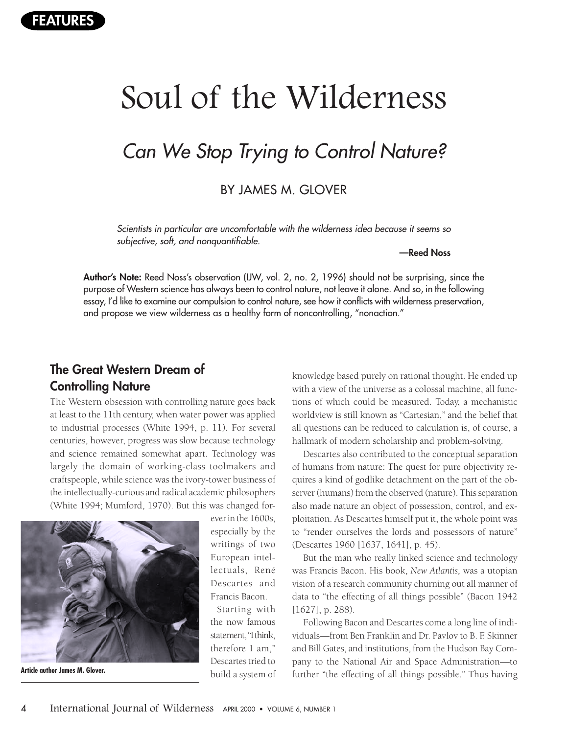FEATURES

# Soul of the Wilderness

## *Can We Stop Trying to Control Nature?*

BY JAMES M. GLOVER

> *Scientists in particular are uncomfortable with the wilderness idea because it seems so subjective, soft, and nonquantifiable.*
>
> **—Reed Noss**

**Author's Note:** Reed Noss's observation (IJW, vol. 2, no. 2, 1996) should not be surprising, since the purpose of Western science has always been to control nature, not leave it alone. And so, in the following essay, I'd like to examine our compulsion to control nature, see how it conflicts with wilderness preservation, and propose we view wilderness as a healthy form of noncontrolling, "nonaction."

### The Great Western Dream of Controlling Nature

The Western obsession with controlling nature goes back at least to the 11th century, when water power was applied to industrial processes (White 1994, p. 11). For several centuries, however, progress was slow because technology and science remained somewhat apart. Technology was largely the domain of working-class toolmakers and craftspeople, while science was the ivory-tower business of the intellectually-curious and radical academic philosophers (White 1994; Mumford, 1970). But this was changed forever in the 1600s, especially by the writings of two European intellectuals, René Descartes and Francis Bacon.

Article author James M. Glover.

Starting with the now famous statement, "I think, therefore I am," Descartes tried to build a system of knowledge based purely on rational thought. He ended up with a view of the universe as a colossal machine, all functions of which could be measured. Today, a mechanistic worldview is still known as "Cartesian," and the belief that all questions can be reduced to calculation is, of course, a hallmark of modern scholarship and problem-solving.

Descartes also contributed to the conceptual separation of humans from nature: The quest for pure objectivity requires a kind of godlike detachment on the part of the observer (humans) from the observed (nature). This separation also made nature an object of possession, control, and exploitation. As Descartes himself put it, the whole point was to "render ourselves the lords and possessors of nature" (Descartes 1960 [1637, 1641], p. 45).

But the man who really linked science and technology was Francis Bacon. His book, *New Atlantis,* was a utopian vision of a research community churning out all manner of data to "the effecting of all things possible" (Bacon 1942 [1627], p. 288).

Following Bacon and Descartes come a long line of individuals—from Ben Franklin and Dr. Pavlov to B. F. Skinner and Bill Gates, and institutions, from the Hudson Bay Company to the National Air and Space Administration—to further "the effecting of all things possible." Thus having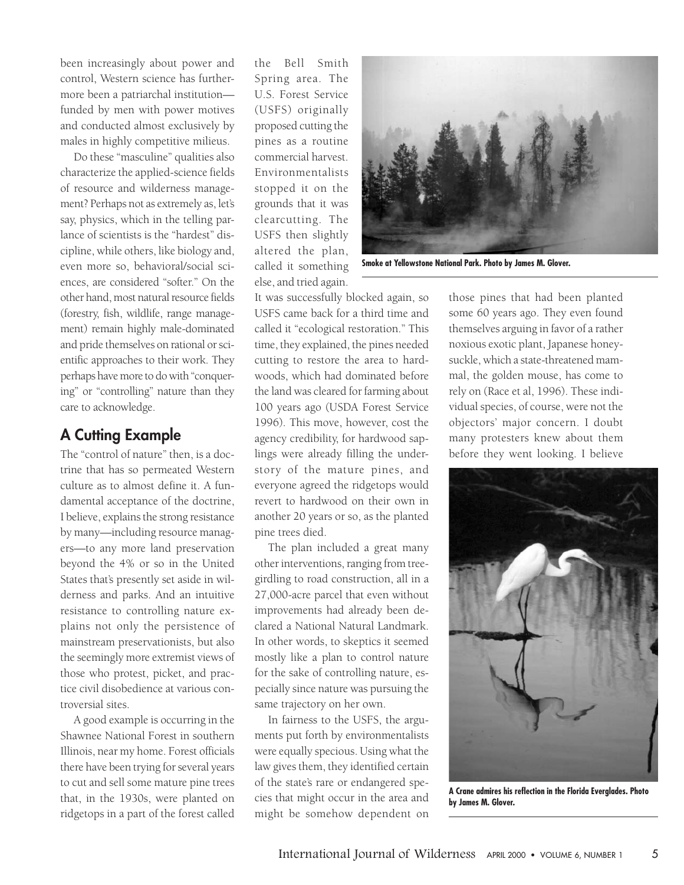been increasingly about power and control, Western science has furthermore been a patriarchal institution—funded by men with power motives and conducted almost exclusively by males in highly competitive milieus.

Do these "masculine" qualities also characterize the applied-science fields of resource and wilderness management? Perhaps not as extremely as, let's say, physics, which in the telling parlance of scientists is the "hardest" discipline, while others, like biology and, even more so, behavioral/social sciences, are considered "softer." On the other hand, most natural resource fields (forestry, fish, wildlife, range management) remain highly male-dominated and pride themselves on rational or scientific approaches to their work. They perhaps have more to do with "conquering" or "controlling" nature than they care to acknowledge.

## A Cutting Example

The "control of nature" then, is a doctrine that has so permeated Western culture as to almost define it. A fundamental acceptance of the doctrine, I believe, explains the strong resistance by many—including resource managers—to any more land preservation beyond the 4% or so in the United States that's presently set aside in wilderness and parks. And an intuitive resistance to controlling nature explains not only the persistence of mainstream preservationists, but also the seemingly more extremist views of those who protest, picket, and practice civil disobedience at various controversial sites.

A good example is occurring in the Shawnee National Forest in southern Illinois, near my home. Forest officials there have been trying for several years to cut and sell some mature pine trees that, in the 1930s, were planted on ridgetops in a part of the forest called the Bell Smith Spring area. The U.S. Forest Service (USFS) originally proposed cutting the pines as a routine commercial harvest. Environmentalists stopped it on the grounds that it was clearcutting. The USFS then slightly altered the plan, called it something else, and tried again. It was successfully blocked again, so USFS came back for a third time and called it "ecological restoration." This time, they explained, the pines needed cutting to restore the area to hardwoods, which had dominated before the land was cleared for farming about 100 years ago (USDA Forest Service 1996). This move, however, cost the agency credibility, for hardwood saplings were already filling the understory of the mature pines, and everyone agreed the ridgetops would revert to hardwood on their own in another 20 years or so, as the planted pine trees died.

Smoke at Yellowstone National Park. Photo by James M. Glover.

The plan included a great many other interventions, ranging from tree-girdling to road construction, all in a 27,000-acre parcel that even without improvements had already been declared a National Natural Landmark. In other words, to skeptics it seemed mostly like a plan to control nature for the sake of controlling nature, especially since nature was pursuing the same trajectory on her own.

In fairness to the USFS, the arguments put forth by environmentalists were equally specious. Using what the law gives them, they identified certain of the state's rare or endangered species that might occur in the area and might be somehow dependent on those pines that had been planted some 60 years ago. They even found themselves arguing in favor of a rather noxious exotic plant, Japanese honeysuckle, which a state-threatened mammal, the golden mouse, has come to rely on (Race et al, 1996). These individual species, of course, were not the objectors' major concern. I doubt many protesters knew about them before they went looking. I believe

A Crane admires his reflection in the Florida Everglades. Photo by James M. Glover.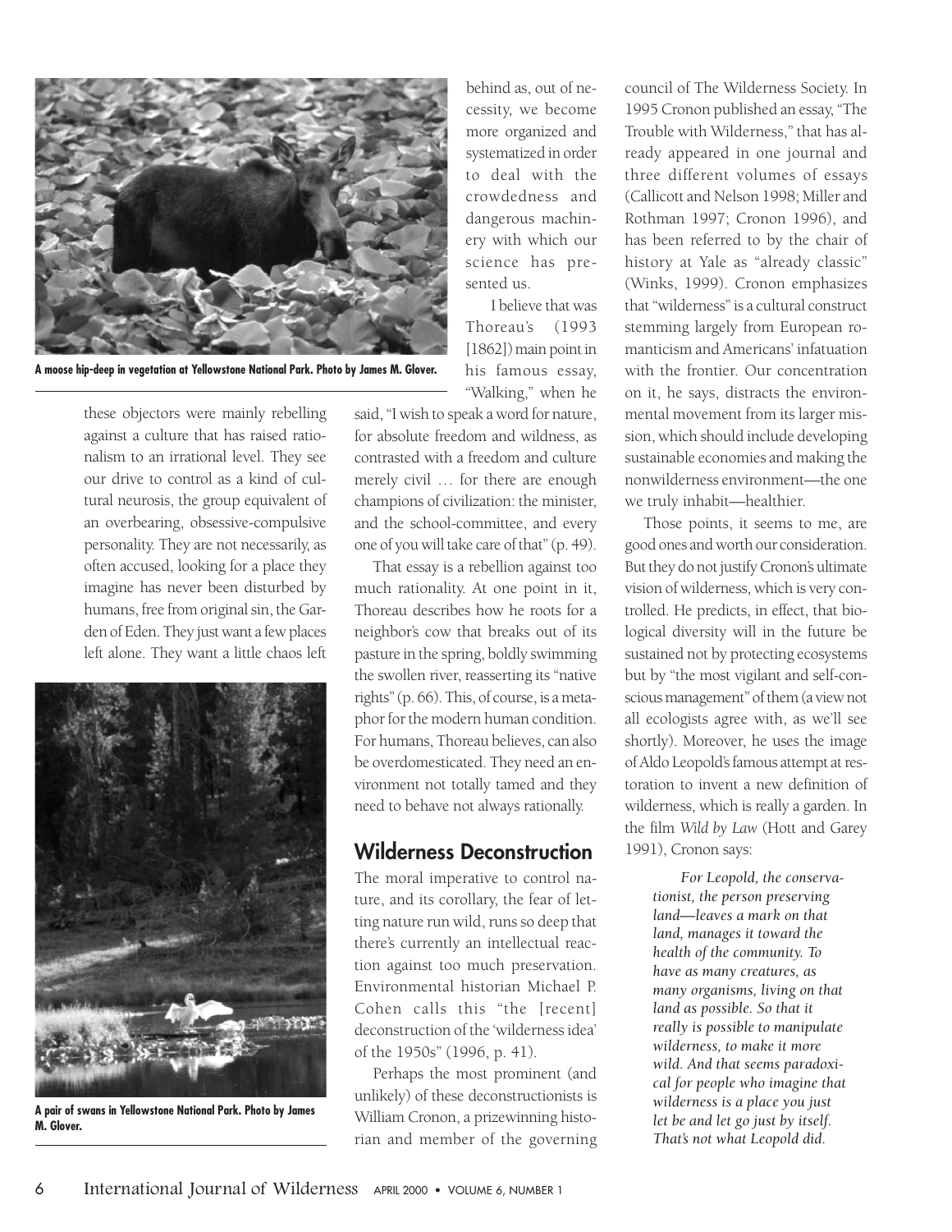A moose hip-deep in vegetation at Yellowstone National Park. Photo by James M. Glover.

these objectors were mainly rebelling against a culture that has raised rationalism to an irrational level. They see our drive to control as a kind of cultural neurosis, the group equivalent of an overbearing, obsessive-compulsive personality. They are not necessarily, as often accused, looking for a place they imagine has never been disturbed by humans, free from original sin, the Garden of Eden. They just want a few places left alone. They want a little chaos left behind as, out of necessity, we become more organized and systematized in order to deal with the crowdedness and dangerous machinery with which our science has presented us.

A pair of swans in Yellowstone National Park. Photo by James M. Glover.

I believe that was Thoreau's (1993 [1862]) main point in his famous essay, "Walking," when he said, "I wish to speak a word for nature, for absolute freedom and wildness, as contrasted with a freedom and culture merely civil … for there are enough champions of civilization: the minister, and the school-committee, and every one of you will take care of that" (p. 49).

That essay is a rebellion against too much rationality. At one point in it, Thoreau describes how he roots for a neighbor's cow that breaks out of its pasture in the spring, boldly swimming the swollen river, reasserting its "native rights" (p. 66). This, of course, is a metaphor for the modern human condition. For humans, Thoreau believes, can also be overdomesticated. They need an environment not totally tamed and they need to behave not always rationally.

## Wilderness Deconstruction

The moral imperative to control nature, and its corollary, the fear of letting nature run wild, runs so deep that there's currently an intellectual reaction against too much preservation. Environmental historian Michael P. Cohen calls this "the [recent] deconstruction of the 'wilderness idea' of the 1950s" (1996, p. 41).

Perhaps the most prominent (and unlikely) of these deconstructionists is William Cronon, a prizewinning historian and member of the governing council of The Wilderness Society. In 1995 Cronon published an essay, "The Trouble with Wilderness," that has already appeared in one journal and three different volumes of essays (Callicott and Nelson 1998; Miller and Rothman 1997; Cronon 1996), and has been referred to by the chair of history at Yale as "already classic" (Winks, 1999). Cronon emphasizes that "wilderness" is a cultural construct stemming largely from European romanticism and Americans' infatuation with the frontier. Our concentration on it, he says, distracts the environmental movement from its larger mission, which should include developing sustainable economies and making the nonwilderness environment—the one we truly inhabit—healthier.

Those points, it seems to me, are good ones and worth our consideration. But they do not justify Cronon's ultimate vision of wilderness, which is very controlled. He predicts, in effect, that biological diversity will in the future be sustained not by protecting ecosystems but by "the most vigilant and self-conscious management" of them (a view not all ecologists agree with, as we'll see shortly). Moreover, he uses the image of Aldo Leopold's famous attempt at restoration to invent a new definition of wilderness, which is really a garden. In the film *Wild by Law* (Hott and Garey 1991), Cronon says:

> *For Leopold, the conservationist, the person preserving land—leaves a mark on that land, manages it toward the health of the community. To have as many creatures, as many organisms, living on that land as possible. So that it really is possible to manipulate wilderness, to make it more wild. And that seems paradoxical for people who imagine that wilderness is a place you just let be and let go just by itself. That's not what Leopold did.*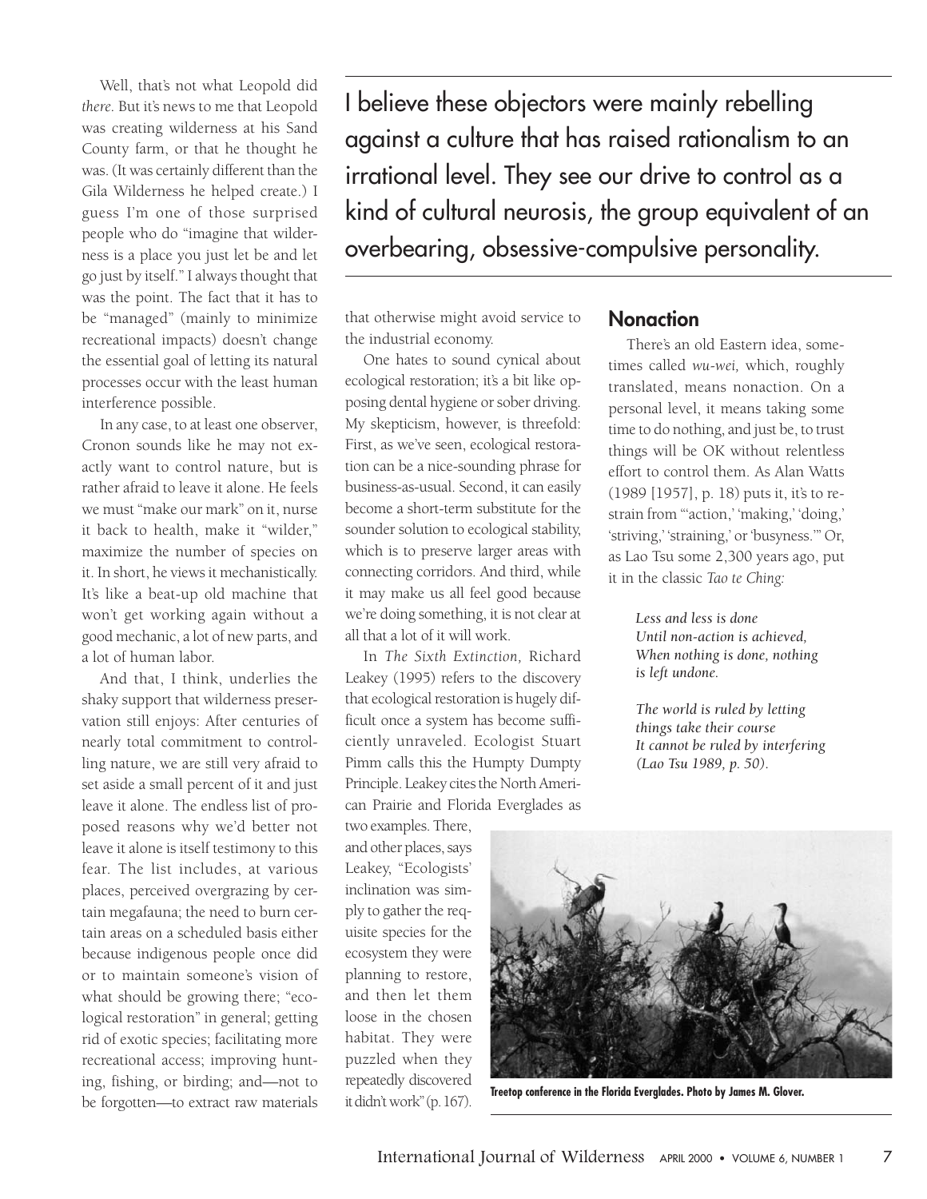Well, that's not what Leopold did *there.* But it's news to me that Leopold was creating wilderness at his Sand County farm, or that he thought he was. (It was certainly different than the Gila Wilderness he helped create.) I guess I'm one of those surprised people who do "imagine that wilderness is a place you just let be and let go just by itself." I always thought that was the point. The fact that it has to be "managed" (mainly to minimize recreational impacts) doesn't change the essential goal of letting its natural processes occur with the least human interference possible.

In any case, to at least one observer, Cronon sounds like he may not exactly want to control nature, but is rather afraid to leave it alone. He feels we must "make our mark" on it, nurse it back to health, make it "wilder," maximize the number of species on it. In short, he views it mechanistically. It's like a beat-up old machine that won't get working again without a good mechanic, a lot of new parts, and a lot of human labor.

And that, I think, underlies the shaky support that wilderness preservation still enjoys: After centuries of nearly total commitment to controlling nature, we are still very afraid to set aside a small percent of it and just leave it alone. The endless list of proposed reasons why we'd better not leave it alone is itself testimony to this fear. The list includes, at various places, perceived overgrazing by certain megafauna; the need to burn certain areas on a scheduled basis either because indigenous people once did or to maintain someone's vision of what should be growing there; "ecological restoration" in general; getting rid of exotic species; facilitating more recreational access; improving hunting, fishing, or birding; and—not to be forgotten—to extract raw materials that otherwise might avoid service to the industrial economy.

> I believe these objectors were mainly rebelling against a culture that has raised rationalism to an irrational level. They see our drive to control as a kind of cultural neurosis, the group equivalent of an overbearing, obsessive-compulsive personality.

One hates to sound cynical about ecological restoration; it's a bit like opposing dental hygiene or sober driving. My skepticism, however, is threefold: First, as we've seen, ecological restoration can be a nice-sounding phrase for business-as-usual. Second, it can easily become a short-term substitute for the sounder solution to ecological stability, which is to preserve larger areas with connecting corridors. And third, while it may make us all feel good because we're doing something, it is not clear at all that a lot of it will work.

In *The Sixth Extinction,* Richard Leakey (1995) refers to the discovery that ecological restoration is hugely difficult once a system has become sufficiently unraveled. Ecologist Stuart Pimm calls this the Humpty Dumpty Principle. Leakey cites the North American Prairie and Florida Everglades as two examples. There, and other places, says Leakey, "Ecologists' inclination was simply to gather the requisite species for the ecosystem they were planning to restore, and then let them loose in the chosen habitat. They were puzzled when they repeatedly discovered it didn't work" (p. 167).

Treetop conference in the Florida Everglades. Photo by James M. Glover.

## Nonaction

There's an old Eastern idea, sometimes called *wu-wei,* which, roughly translated, means nonaction. On a personal level, it means taking some time to do nothing, and just be, to trust things will be OK without relentless effort to control them. As Alan Watts (1989 [1957], p. 18) puts it, it's to restrain from "'action,' 'making,' 'doing,' 'striving,' 'straining,' or 'busyness.'" Or, as Lao Tsu some 2,300 years ago, put it in the classic *Tao te Ching:*

> *Less and less is done*
> *Until non-action is achieved,*
> *When nothing is done, nothing is left undone.*
>
> *The world is ruled by letting things take their course*
> *It cannot be ruled by interfering*
> *(Lao Tsu 1989, p. 50).*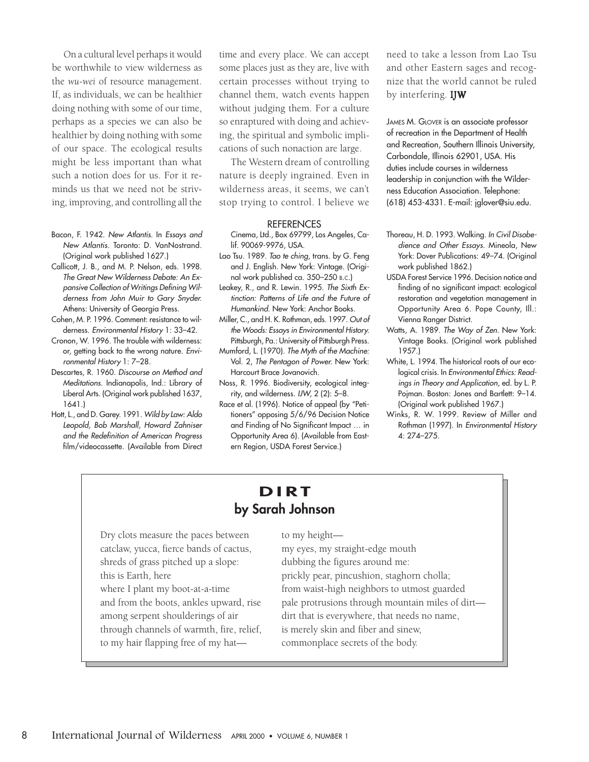On a cultural level perhaps it would be worthwhile to view wilderness as the *wu-wei* of resource management. If, as individuals, we can be healthier doing nothing with some of our time, perhaps as a species we can also be healthier by doing nothing with some of our space. The ecological results might be less important than what such a notion does for us. For it reminds us that we need not be striving, improving, and controlling all the time and every place. We can accept some places just as they are, live with certain processes without trying to channel them, watch events happen without judging them. For a culture so enraptured with doing and achieving, the spiritual and symbolic implications of such nonaction are large.

The Western dream of controlling nature is deeply ingrained. Even in wilderness areas, it seems, we can't stop trying to control. I believe we need to take a lesson from Lao Tsu and other Eastern sages and recognize that the world cannot be ruled by interfering. **IJW**

JAMES M. GLOVER is an associate professor of recreation in the Department of Health and Recreation, Southern Illinois University, Carbondale, Illinois 62901, USA. His duties include courses in wilderness leadership in conjunction with the Wilderness Education Association. Telephone: (618) 453-4331. E-mail: jglover@siu.edu.

## REFERENCES

Bacon, F. 1942. *New Atlantis.* In *Essays and New Atlantis.* Toronto: D. VanNostrand. (Original work published 1627.)

Callicott, J. B., and M. P. Nelson, eds. 1998. *The Great New Wilderness Debate: An Expansive Collection of Writings Defining Wilderness from John Muir to Gary Snyder.* Athens: University of Georgia Press.

Cohen, M. P. 1996. Comment: resistance to wilderness. *Environmental History* 1: 33–42.

Cronon, W. 1996. The trouble with wilderness: or, getting back to the wrong nature. *Environmental History* 1: 7–28.

Descartes, R. 1960. *Discourse on Method and Meditations.* Indianapolis, Ind.: Library of Liberal Arts. (Original work published 1637, 1641.)

Hott, L., and D. Garey. 1991. *Wild by Law: Aldo Leopold, Bob Marshall, Howard Zahniser and the Redefinition of American Progress* film/videocassette. (Available from Direct Cinema, Ltd., Box 69799, Los Angeles, Calif. 90069-9976, USA.

Lao Tsu. 1989. *Tao te ching,* trans. by G. Feng and J. English. New York: Vintage. (Original work published ca. 350–250 B.C.)

Leakey, R., and R. Lewin. 1995. *The Sixth Extinction: Patterns of Life and the Future of Humankind.* New York: Anchor Books.

Miller, C., and H. K. Rothman, eds. 1997. *Out of the Woods: Essays in Environmental History.* Pittsburgh, Pa.: University of Pittsburgh Press.

Mumford, L. (1970). *The Myth of the Machine:* Vol. 2, *The Pentagon of Power.* New York: Harcourt Brace Jovanovich.

Noss, R. 1996. Biodiversity, ecological integrity, and wilderness. *IJW,* 2 (2): 5–8.

Race et al. (1996). Notice of appeal (by "Petitioners" opposing 5/6/96 Decision Notice and Finding of No Significant Impact … in Opportunity Area 6). (Available from Eastern Region, USDA Forest Service.)

Thoreau, H. D. 1993. Walking. *In Civil Disobedience and Other Essays.* Mineola, New York: Dover Publications: 49–74. (Original work published 1862.)

USDA Forest Service 1996. Decision notice and finding of no significant impact: ecological restoration and vegetation management in Opportunity Area 6. Pope County, Ill.: Vienna Ranger District.

Watts, A. 1989. *The Way of Zen.* New York: Vintage Books. (Original work published 1957.)

White, L. 1994. The historical roots of our ecological crisis. In *Environmental Ethics: Readings in Theory and Application,* ed. by L. P. Pojman. Boston: Jones and Bartlett: 9–14. (Original work published 1967.)

Winks, R. W. 1999. Review of Miller and Rothman (1997). In *Environmental History* 4: 274–275.

## DIRT
### by Sarah Johnson

Dry clots measure the paces between
catclaw, yucca, fierce bands of cactus,
shreds of grass pitched up a slope:
this is Earth, here
where I plant my boot-at-a-time
and from the boots, ankles upward, rise
among serpent shoulderings of air
through channels of warmth, fire, relief,
to my hair flapping free of my hat—
to my height—
my eyes, my straight-edge mouth
dubbing the figures around me:
prickly pear, pincushion, staghorn cholla;
from waist-high neighbors to utmost guarded
pale protrusions through mountain miles of dirt—
dirt that is everywhere, that needs no name,
is merely skin and fiber and sinew,
commonplace secrets of the body.